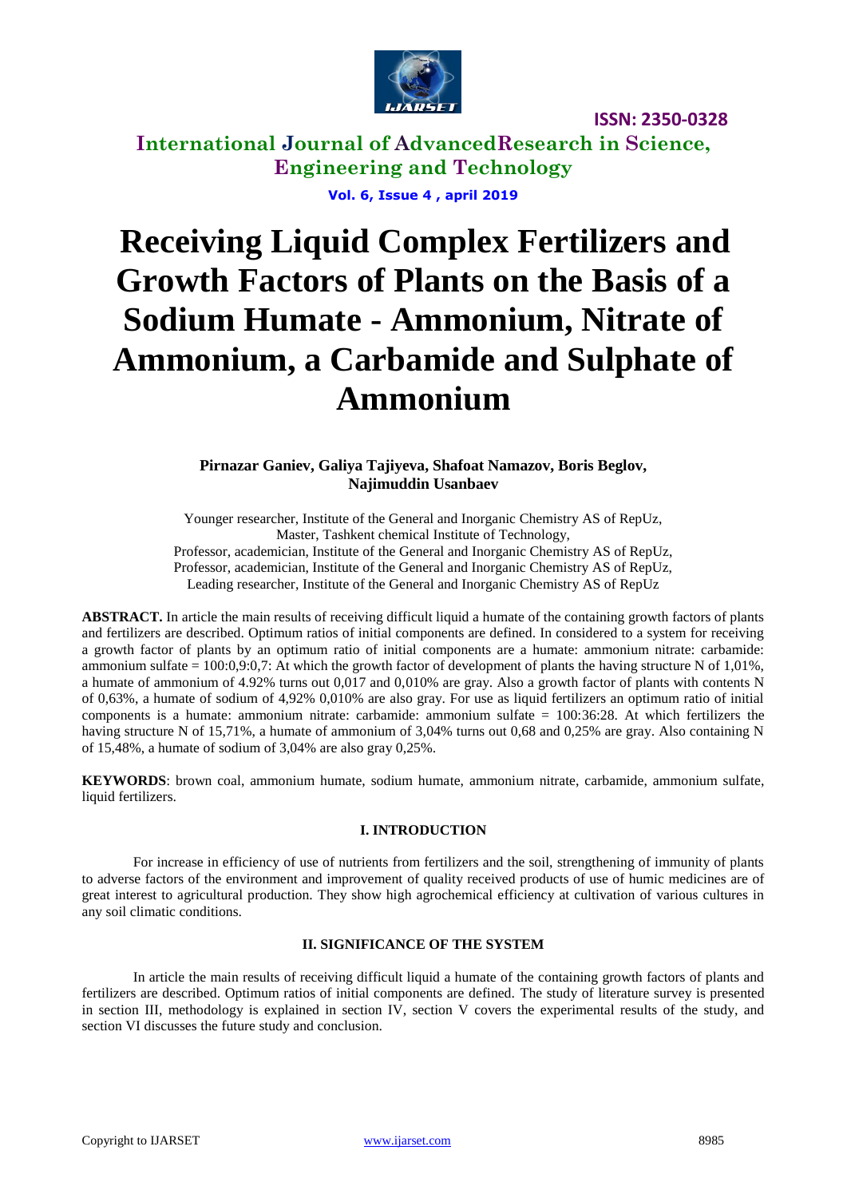# Receiving Liquid Complex Fertilizers and Growth Factors of Plants on the Basis of a Sodium Humate - Ammonium, Nitrate of Ammonium, a Carbamide and Sulphate of Ammonium

**Pirnazar Ganiev, Galiya Tajiyeva, Shafoat Namazov, Boris Beglov, Najimuddin Usanbaev**

Younger researcher, Institute of the General and Inorganic Chemistry AS of RepUz,
Master, Tashkent chemical Institute of Technology,
Professor, academician, Institute of the General and Inorganic Chemistry AS of RepUz,
Professor, academician, Institute of the General and Inorganic Chemistry AS of RepUz,
Leading researcher, Institute of the General and Inorganic Chemistry AS of RepUz

**ABSTRACT.** In article the main results of receiving difficult liquid a humate of the containing growth factors of plants and fertilizers are described. Optimum ratios of initial components are defined. In considered to a system for receiving a growth factor of plants by an optimum ratio of initial components are a humate: ammonium nitrate: carbamide: ammonium sulfate = 100:0,9:0,7: At which the growth factor of development of plants the having structure N of 1,01%, a humate of ammonium of 4.92% turns out 0,017 and 0,010% are gray. Also a growth factor of plants with contents N of 0,63%, a humate of sodium of 4,92% 0,010% are also gray. For use as liquid fertilizers an optimum ratio of initial components is a humate: ammonium nitrate: carbamide: ammonium sulfate = 100:36:28. At which fertilizers the having structure N of 15,71%, a humate of ammonium of 3,04% turns out 0,68 and 0,25% are gray. Also containing N of 15,48%, a humate of sodium of 3,04% are also gray 0,25%.

**KEYWORDS**: brown coal, ammonium humate, sodium humate, ammonium nitrate, carbamide, ammonium sulfate, liquid fertilizers.

## I. INTRODUCTION

For increase in efficiency of use of nutrients from fertilizers and the soil, strengthening of immunity of plants to adverse factors of the environment and improvement of quality received products of use of humic medicines are of great interest to agricultural production. They show high agrochemical efficiency at cultivation of various cultures in any soil climatic conditions.

## II. SIGNIFICANCE OF THE SYSTEM

In article the main results of receiving difficult liquid a humate of the containing growth factors of plants and fertilizers are described. Optimum ratios of initial components are defined. The study of literature survey is presented in section III, methodology is explained in section IV, section V covers the experimental results of the study, and section VI discusses the future study and conclusion.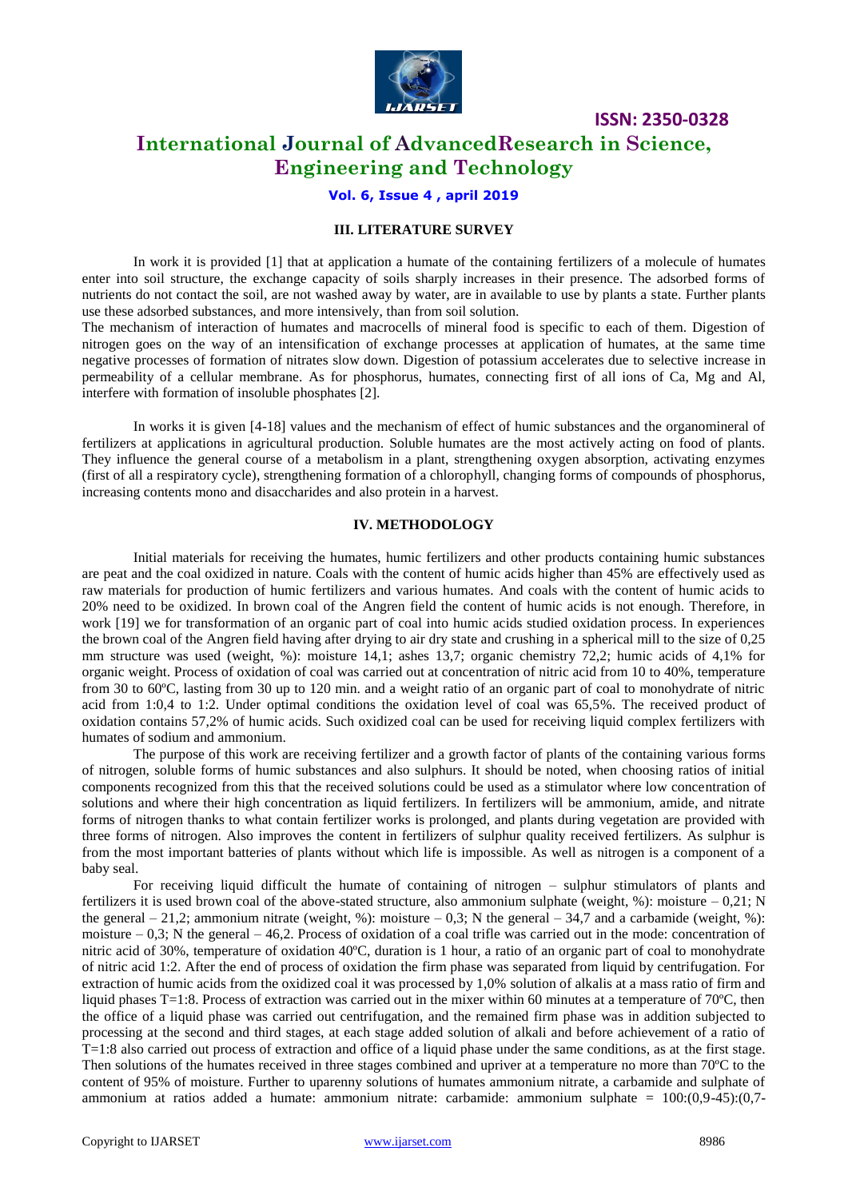### III. LITERATURE SURVEY

In work it is provided [1] that at application a humate of the containing fertilizers of a molecule of humates enter into soil structure, the exchange capacity of soils sharply increases in their presence. The adsorbed forms of nutrients do not contact the soil, are not washed away by water, are in available to use by plants a state. Further plants use these adsorbed substances, and more intensively, than from soil solution.

The mechanism of interaction of humates and macrocells of mineral food is specific to each of them. Digestion of nitrogen goes on the way of an intensification of exchange processes at application of humates, at the same time negative processes of formation of nitrates slow down. Digestion of potassium accelerates due to selective increase in permeability of a cellular membrane. As for phosphorus, humates, connecting first of all ions of Ca, Mg and Al, interfere with formation of insoluble phosphates [2].

In works it is given [4-18] values and the mechanism of effect of humic substances and the organomineral of fertilizers at applications in agricultural production. Soluble humates are the most actively acting on food of plants. They influence the general course of a metabolism in a plant, strengthening oxygen absorption, activating enzymes (first of all a respiratory cycle), strengthening formation of a chlorophyll, changing forms of compounds of phosphorus, increasing contents mono and disaccharides and also protein in a harvest.

### IV. METHODOLOGY

Initial materials for receiving the humates, humic fertilizers and other products containing humic substances are peat and the coal oxidized in nature. Coals with the content of humic acids higher than 45% are effectively used as raw materials for production of humic fertilizers and various humates. And coals with the content of humic acids to 20% need to be oxidized. In brown coal of the Angren field the content of humic acids is not enough. Therefore, in work [19] we for transformation of an organic part of coal into humic acids studied oxidation process. In experiences the brown coal of the Angren field having after drying to air dry state and crushing in a spherical mill to the size of 0,25 mm structure was used (weight, %): moisture 14,1; ashes 13,7; organic chemistry 72,2; humic acids of 4,1% for organic weight. Process of oxidation of coal was carried out at concentration of nitric acid from 10 to 40%, temperature from 30 to 60ºC, lasting from 30 up to 120 min. and a weight ratio of an organic part of coal to monohydrate of nitric acid from 1:0,4 to 1:2. Under optimal conditions the oxidation level of coal was 65,5%. The received product of oxidation contains 57,2% of humic acids. Such oxidized coal can be used for receiving liquid complex fertilizers with humates of sodium and ammonium.

The purpose of this work are receiving fertilizer and a growth factor of plants of the containing various forms of nitrogen, soluble forms of humic substances and also sulphurs. It should be noted, when choosing ratios of initial components recognized from this that the received solutions could be used as a stimulator where low concentration of solutions and where their high concentration as liquid fertilizers. In fertilizers will be ammonium, amide, and nitrate forms of nitrogen thanks to what contain fertilizer works is prolonged, and plants during vegetation are provided with three forms of nitrogen. Also improves the content in fertilizers of sulphur quality received fertilizers. As sulphur is from the most important batteries of plants without which life is impossible. As well as nitrogen is a component of a baby seal.

For receiving liquid difficult the humate of containing of nitrogen – sulphur stimulators of plants and fertilizers it is used brown coal of the above-stated structure, also ammonium sulphate (weight, %): moisture – 0,21; N the general – 21,2; ammonium nitrate (weight, %): moisture – 0,3; N the general – 34,7 and a carbamide (weight, %): moisture – 0,3; N the general – 46,2. Process of oxidation of a coal trifle was carried out in the mode: concentration of nitric acid of 30%, temperature of oxidation 40ºC, duration is 1 hour, a ratio of an organic part of coal to monohydrate of nitric acid 1:2. After the end of process of oxidation the firm phase was separated from liquid by centrifugation. For extraction of humic acids from the oxidized coal it was processed by 1,0% solution of alkalis at a mass ratio of firm and liquid phases T=1:8. Process of extraction was carried out in the mixer within 60 minutes at a temperature of 70ºC, then the office of a liquid phase was carried out centrifugation, and the remained firm phase was in addition subjected to processing at the second and third stages, at each stage added solution of alkali and before achievement of a ratio of T=1:8 also carried out process of extraction and office of a liquid phase under the same conditions, as at the first stage. Then solutions of the humates received in three stages combined and upriver at a temperature no more than 70ºC to the content of 95% of moisture. Further to uparenny solutions of humates ammonium nitrate, a carbamide and sulphate of ammonium at ratios added a humate: ammonium nitrate: carbamide: ammonium sulphate = 100:(0,9-45):(0,7-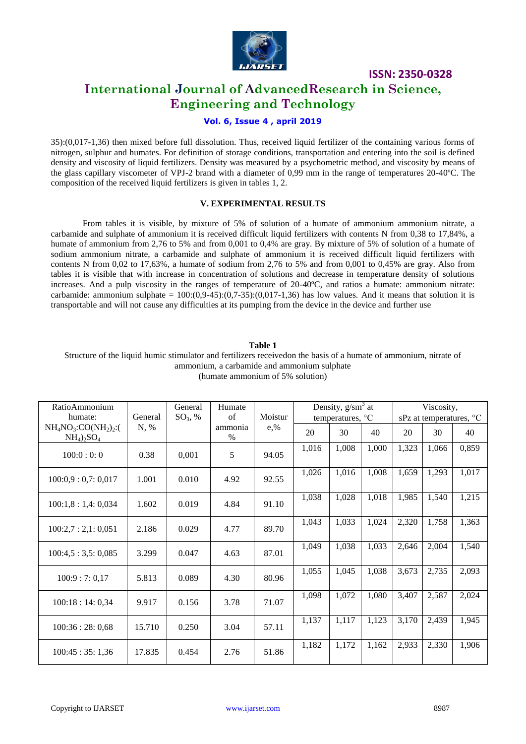35):(0,017-1,36) then mixed before full dissolution. Thus, received liquid fertilizer of the containing various forms of nitrogen, sulphur and humates. For definition of storage conditions, transportation and entering into the soil is defined density and viscosity of liquid fertilizers. Density was measured by a psychometric method, and viscosity by means of the glass capillary viscometer of VPJ-2 brand with a diameter of 0,99 mm in the range of temperatures 20-40ºC. The composition of the received liquid fertilizers is given in tables 1, 2.

## V. EXPERIMENTAL RESULTS

From tables it is visible, by mixture of 5% of solution of a humate of ammonium ammonium nitrate, a carbamide and sulphate of ammonium it is received difficult liquid fertilizers with contents N from 0,38 to 17,84%, a humate of ammonium from 2,76 to 5% and from 0,001 to 0,4% are gray. By mixture of 5% of solution of a humate of sodium ammonium nitrate, a carbamide and sulphate of ammonium it is received difficult liquid fertilizers with contents N from 0,02 to 17,63%, a humate of sodium from 2,76 to 5% and from 0,001 to 0,45% are gray. Also from tables it is visible that with increase in concentration of solutions and decrease in temperature density of solutions increases. And a pulp viscosity in the ranges of temperature of 20-40ºC, and ratios a humate: ammonium nitrate: carbamide: ammonium sulphate = 100:(0,9-45):(0,7-35):(0,017-1,36) has low values. And it means that solution it is transportable and will not cause any difficulties at its pumping from the device in the device and further use

**Table 1**

Structure of the liquid humic stimulator and fertilizers receivedon the basis of a humate of ammonium, nitrate of ammonium, a carbamide and ammonium sulphate

(humate ammonium of 5% solution)

| RatioAmmonium humate: $NH_4NO_3$:$CO(NH_2)_2$:$(NH_4)_2SO_4$ | General N, % | General $SO_3$, % | Humate of ammonia % | Moisture,% | Density, g/sm$^3$ at temperatures, °C | | | Viscosity, sPz at temperatures, °C | | |
|---|---|---|---|---|---|---|---|---|---|---|
| | | | | | 20 | 30 | 40 | 20 | 30 | 40 |
| 100:0 : 0: 0 | 0.38 | 0,001 | 5 | 94.05 | 1,016 | 1,008 | 1,000 | 1,323 | 1,066 | 0,859 |
| 100:0,9 : 0,7: 0,017 | 1.001 | 0.010 | 4.92 | 92.55 | 1,026 | 1,016 | 1,008 | 1,659 | 1,293 | 1,017 |
| 100:1,8 : 1,4: 0,034 | 1.602 | 0.019 | 4.84 | 91.10 | 1,038 | 1,028 | 1,018 | 1,985 | 1,540 | 1,215 |
| 100:2,7 : 2,1: 0,051 | 2.186 | 0.029 | 4.77 | 89.70 | 1,043 | 1,033 | 1,024 | 2,320 | 1,758 | 1,363 |
| 100:4,5 : 3,5: 0,085 | 3.299 | 0.047 | 4.63 | 87.01 | 1,049 | 1,038 | 1,033 | 2,646 | 2,004 | 1,540 |
| 100:9 : 7: 0,17 | 5.813 | 0.089 | 4.30 | 80.96 | 1,055 | 1,045 | 1,038 | 3,673 | 2,735 | 2,093 |
| 100:18 : 14: 0,34 | 9.917 | 0.156 | 3.78 | 71.07 | 1,098 | 1,072 | 1,080 | 3,407 | 2,587 | 2,024 |
| 100:36 : 28: 0,68 | 15.710 | 0.250 | 3.04 | 57.11 | 1,137 | 1,117 | 1,123 | 3,170 | 2,439 | 1,945 |
| 100:45 : 35: 1,36 | 17.835 | 0.454 | 2.76 | 51.86 | 1,182 | 1,172 | 1,162 | 2,933 | 2,330 | 1,906 |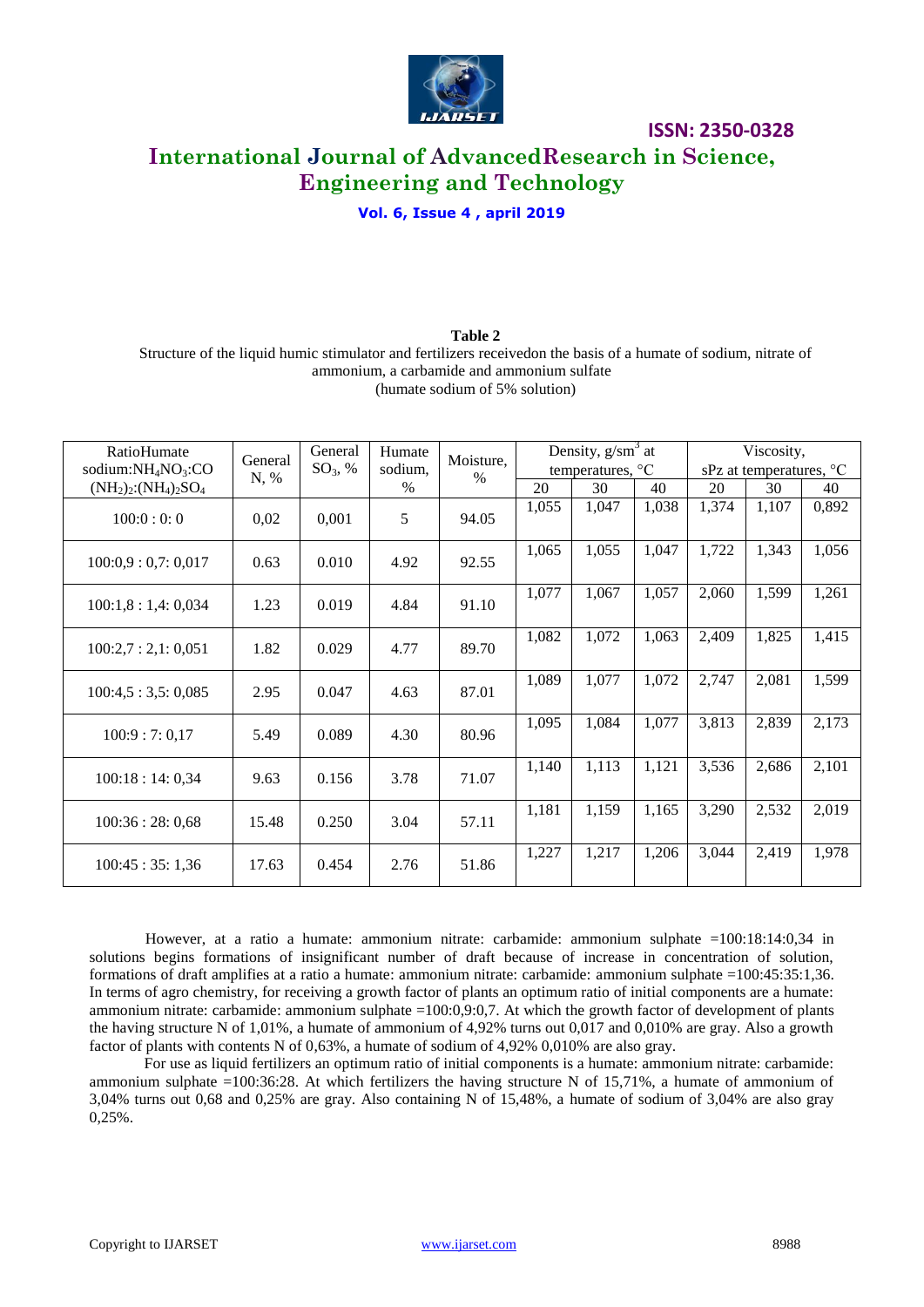**Table 2**

Structure of the liquid humic stimulator and fertilizers receivedon the basis of a humate of sodium, nitrate of ammonium, a carbamide and ammonium sulfate (humate sodium of 5% solution)

| RatioHumate sodium:$NH_4NO_3$:$CO(NH_2)_2$:$(NH_4)_2SO_4$ | General N, % | General $SO_3$, % | Humate sodium, % | Moisture, % | Density, g/sm$^3$ at temperatures, °C | | | Viscosity, sPz at temperatures, °C | | |
|---|---|---|---|---|---|---|---|---|---|---|
| | | | | | 20 | 30 | 40 | 20 | 30 | 40 |
| 100:0 : 0: 0 | 0,02 | 0,001 | 5 | 94.05 | 1,055 | 1,047 | 1,038 | 1,374 | 1,107 | 0,892 |
| 100:0,9 : 0,7: 0,017 | 0.63 | 0.010 | 4.92 | 92.55 | 1,065 | 1,055 | 1,047 | 1,722 | 1,343 | 1,056 |
| 100:1,8 : 1,4: 0,034 | 1.23 | 0.019 | 4.84 | 91.10 | 1,077 | 1,067 | 1,057 | 2,060 | 1,599 | 1,261 |
| 100:2,7 : 2,1: 0,051 | 1.82 | 0.029 | 4.77 | 89.70 | 1,082 | 1,072 | 1,063 | 2,409 | 1,825 | 1,415 |
| 100:4,5 : 3,5: 0,085 | 2.95 | 0.047 | 4.63 | 87.01 | 1,089 | 1,077 | 1,072 | 2,747 | 2,081 | 1,599 |
| 100:9 : 7: 0,17 | 5.49 | 0.089 | 4.30 | 80.96 | 1,095 | 1,084 | 1,077 | 3,813 | 2,839 | 2,173 |
| 100:18 : 14: 0,34 | 9.63 | 0.156 | 3.78 | 71.07 | 1,140 | 1,113 | 1,121 | 3,536 | 2,686 | 2,101 |
| 100:36 : 28: 0,68 | 15.48 | 0.250 | 3.04 | 57.11 | 1,181 | 1,159 | 1,165 | 3,290 | 2,532 | 2,019 |
| 100:45 : 35: 1,36 | 17.63 | 0.454 | 2.76 | 51.86 | 1,227 | 1,217 | 1,206 | 3,044 | 2,419 | 1,978 |

However, at a ratio a humate: ammonium nitrate: carbamide: ammonium sulphate =100:18:14:0,34 in solutions begins formations of insignificant number of draft because of increase in concentration of solution, formations of draft amplifies at a ratio a humate: ammonium nitrate: carbamide: ammonium sulphate =100:45:35:1,36. In terms of agro chemistry, for receiving a growth factor of plants an optimum ratio of initial components are a humate: ammonium nitrate: carbamide: ammonium sulphate =100:0,9:0,7. At which the growth factor of development of plants the having structure N of 1,01%, a humate of ammonium of 4,92% turns out 0,017 and 0,010% are gray. Also a growth factor of plants with contents N of 0,63%, a humate of sodium of 4,92% 0,010% are also gray.

For use as liquid fertilizers an optimum ratio of initial components is a humate: ammonium nitrate: carbamide: ammonium sulphate =100:36:28. At which fertilizers the having structure N of 15,71%, a humate of ammonium of 3,04% turns out 0,68 and 0,25% are gray. Also containing N of 15,48%, a humate of sodium of 3,04% are also gray 0,25%.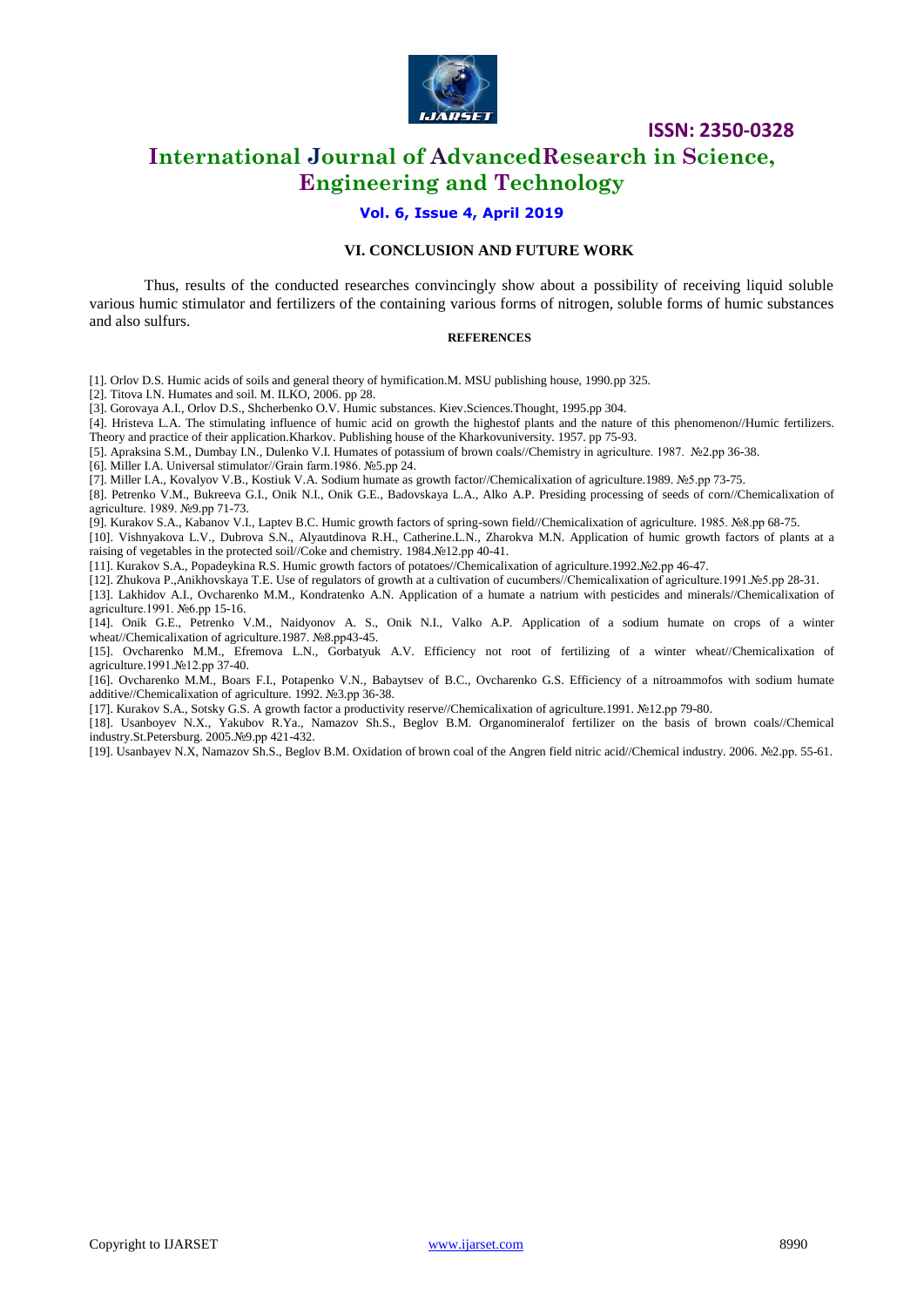## VI. CONCLUSION AND FUTURE WORK

Thus, results of the conducted researches convincingly show about a possibility of receiving liquid soluble various humic stimulator and fertilizers of the containing various forms of nitrogen, soluble forms of humic substances and also sulfurs.

### REFERENCES

[1]. Orlov D.S. Humic acids of soils and general theory of hymification.M. MSU publishing house, 1990.pp 325.

[2]. Titova I.N. Humates and soil. M. ILKO, 2006. pp 28.

[3]. Gorovaya A.I., Orlov D.S., Shcherbenko O.V. Humic substances. Kiev.Sciences.Thought, 1995.pp 304.

[4]. Hristeva L.A. The stimulating influence of humic acid on growth the highestof plants and the nature of this phenomenon//Humic fertilizers. Theory and practice of their application.Kharkov. Publishing house of the Kharkovuniversity. 1957. pp 75-93.

[5]. Apraksina S.M., Dumbay I.N., Dulenko V.I. Humates of potassium of brown coals//Chemistry in agriculture. 1987. №2.pp 36-38.

[6]. Miller I.A. Universal stimulator//Grain farm.1986. №5.pp 24.

[7]. Miller I.A., Kovalyov V.B., Kostiuk V.A. Sodium humate as growth factor//Chemicalixation of agriculture.1989. №5.pp 73-75.

[8]. Petrenko V.M., Bukreeva G.I., Onik N.I., Onik G.E., Badovskaya L.A., Alko A.P. Presiding processing of seeds of corn//Chemicalixation of agriculture. 1989. №9.pp 71-73.

[9]. Kurakov S.A., Kabanov V.I., Laptev B.C. Humic growth factors of spring-sown field//Chemicalixation of agriculture. 1985. №8.pp 68-75.

[10]. Vishnyakova L.V., Dubrova S.N., Alyautdinova R.H., Catherine.L.N., Zharokva M.N. Application of humic growth factors of plants at a raising of vegetables in the protected soil//Coke and chemistry. 1984.№12.pp 40-41.

[11]. Kurakov S.A., Popadeykina R.S. Humic growth factors of potatoes//Chemicalixation of agriculture.1992.№2.pp 46-47.

[12]. Zhukova P.,Anikhovskaya T.E. Use of regulators of growth at a cultivation of cucumbers//Chemicalixation of agriculture.1991.№5.pp 28-31.

[13]. Lakhidov A.I., Ovcharenko M.M., Kondratenko A.N. Application of a humate a natrium with pesticides and minerals//Chemicalixation of agriculture.1991. №6.pp 15-16.

[14]. Onik G.E., Petrenko V.M., Naidyonov A. S., Onik N.I., Valko A.P. Application of a sodium humate on crops of a winter wheat//Chemicalixation of agriculture.1987. №8.pp43-45.

[15]. Ovcharenko M.M., Efremova L.N., Gorbatyuk A.V. Efficiency not root of fertilizing of a winter wheat//Chemicalixation of agriculture.1991.№12.pp 37-40.

[16]. Ovcharenko M.M., Boars F.I., Potapenko V.N., Babaytsev of B.C., Ovcharenko G.S. Efficiency of a nitroammofos with sodium humate additive//Chemicalixation of agriculture. 1992. №3.pp 36-38.

[17]. Kurakov S.A., Sotsky G.S. A growth factor a productivity reserve//Chemicalixation of agriculture.1991. №12.pp 79-80.

[18]. Usanboyev N.X., Yakubov R.Ya., Namazov Sh.S., Beglov B.M. Organomineralof fertilizer on the basis of brown coals//Chemical industry.St.Petersburg. 2005.№9.pp 421-432.

[19]. Usanbayev N.X, Namazov Sh.S., Beglov B.M. Oxidation of brown coal of the Angren field nitric acid//Chemical industry. 2006. №2.pp. 55-61.